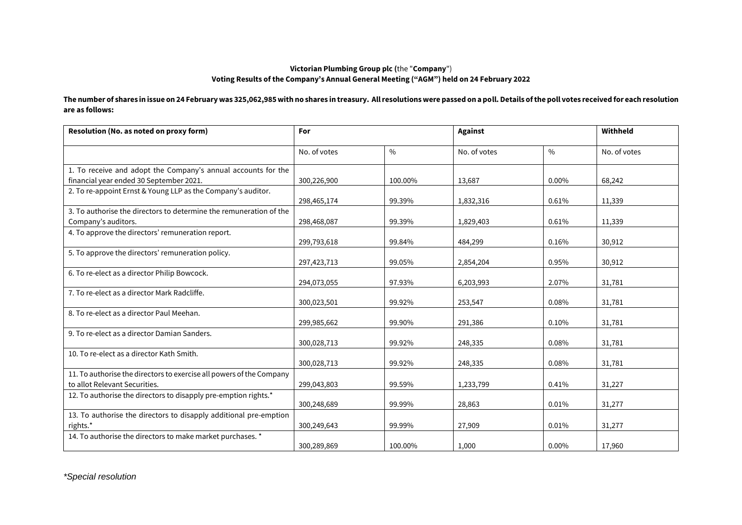**Victorian Plumbing Group plc (**the "**Company**")
**Voting Results of the Company's Annual General Meeting ("AGM") held on 24 February 2022**

**The number of shares in issue on 24 February was 325,062,985 with no shares in treasury. All resolutions were passed on a poll. Details of the poll votes received for each resolution are as follows:**

| **Resolution (No. as noted on proxy form)** | **For** | | **Against** | | **Withheld** |
|---|---|---|---|---|---|
| | No. of votes | % | No. of votes | % | No. of votes |
| 1. To receive and adopt the Company's annual accounts for the financial year ended 30 September 2021. | 300,226,900 | 100.00% | 13,687 | 0.00% | 68,242 |
| 2. To re-appoint Ernst & Young LLP as the Company's auditor. | 298,465,174 | 99.39% | 1,832,316 | 0.61% | 11,339 |
| 3. To authorise the directors to determine the remuneration of the Company's auditors. | 298,468,087 | 99.39% | 1,829,403 | 0.61% | 11,339 |
| 4. To approve the directors' remuneration report. | 299,793,618 | 99.84% | 484,299 | 0.16% | 30,912 |
| 5. To approve the directors' remuneration policy. | 297,423,713 | 99.05% | 2,854,204 | 0.95% | 30,912 |
| 6. To re-elect as a director Philip Bowcock. | 294,073,055 | 97.93% | 6,203,993 | 2.07% | 31,781 |
| 7. To re-elect as a director Mark Radcliffe. | 300,023,501 | 99.92% | 253,547 | 0.08% | 31,781 |
| 8. To re-elect as a director Paul Meehan. | 299,985,662 | 99.90% | 291,386 | 0.10% | 31,781 |
| 9. To re-elect as a director Damian Sanders. | 300,028,713 | 99.92% | 248,335 | 0.08% | 31,781 |
| 10. To re-elect as a director Kath Smith. | 300,028,713 | 99.92% | 248,335 | 0.08% | 31,781 |
| 11. To authorise the directors to exercise all powers of the Company to allot Relevant Securities. | 299,043,803 | 99.59% | 1,233,799 | 0.41% | 31,227 |
| 12. To authorise the directors to disapply pre-emption rights.* | 300,248,689 | 99.99% | 28,863 | 0.01% | 31,277 |
| 13. To authorise the directors to disapply additional pre-emption rights.* | 300,249,643 | 99.99% | 27,909 | 0.01% | 31,277 |
| 14. To authorise the directors to make market purchases. * | 300,289,869 | 100.00% | 1,000 | 0.00% | 17,960 |

*\*Special resolution*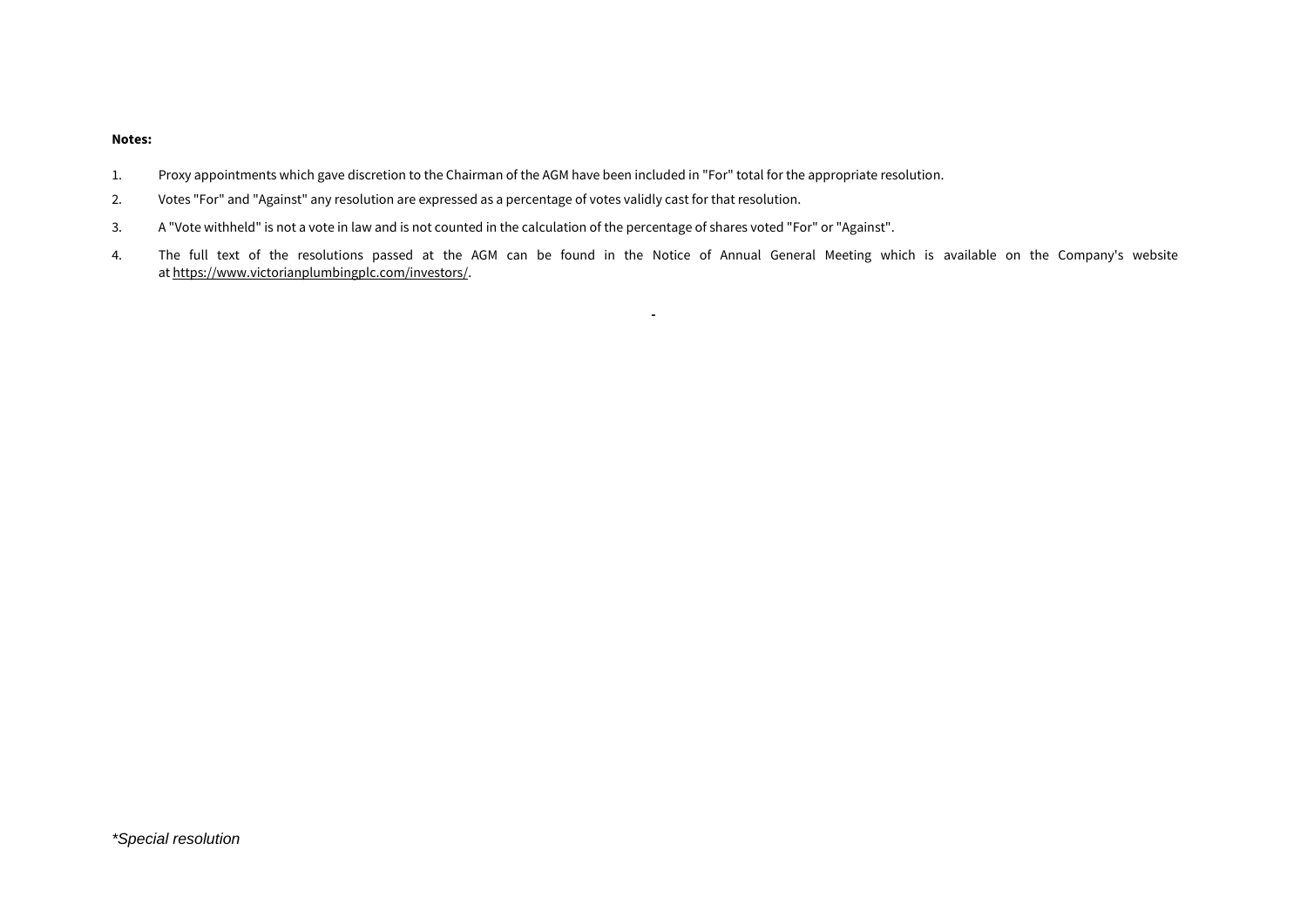**Notes:**

1. Proxy appointments which gave discretion to the Chairman of the AGM have been included in "For" total for the appropriate resolution.
2. Votes "For" and "Against" any resolution are expressed as a percentage of votes validly cast for that resolution.
3. A "Vote withheld" is not a vote in law and is not counted in the calculation of the percentage of shares voted "For" or "Against".
4. The full text of the resolutions passed at the AGM can be found in the Notice of Annual General Meeting which is available on the Company's website at https://www.victorianplumbingplc.com/investors/.

-

*\*Special resolution*